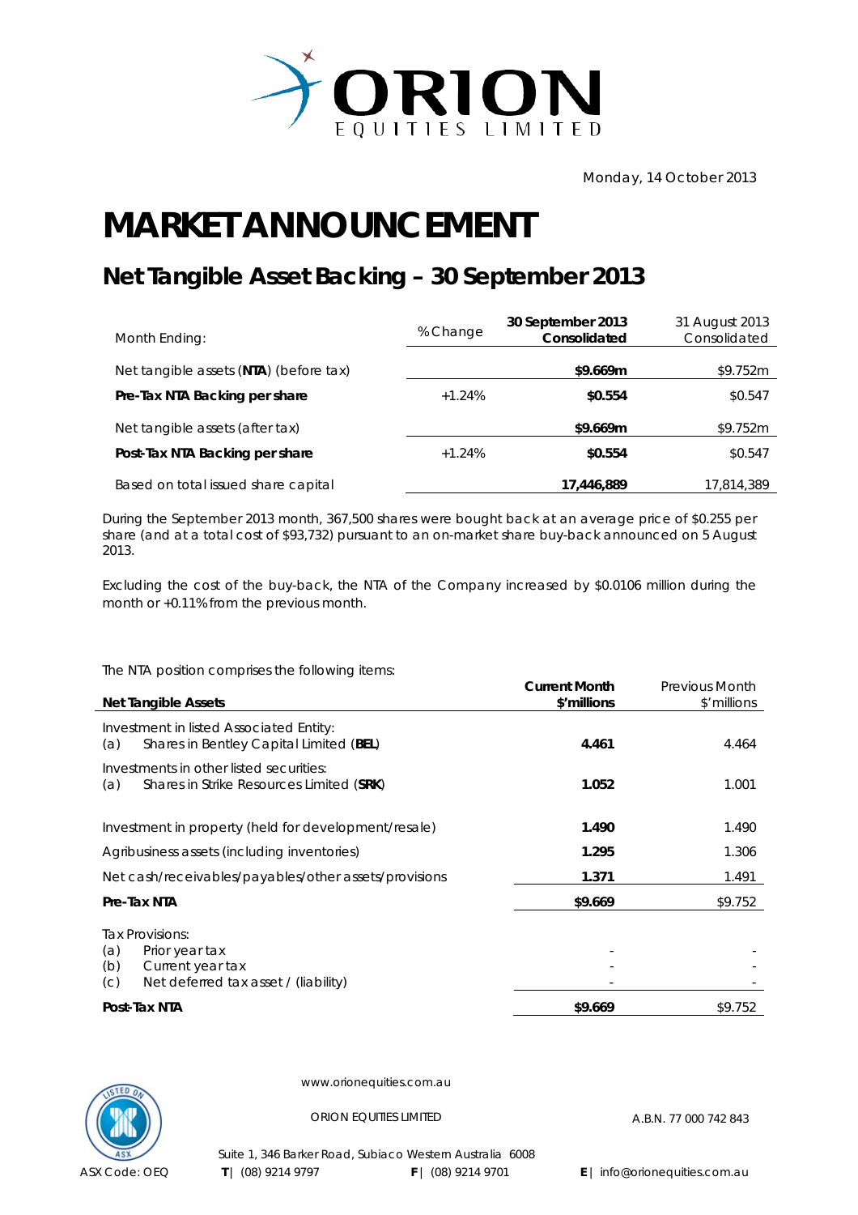ORION EQUITIES LIMITED

Monday, 14 October 2013

# MARKET ANNOUNCEMENT

## Net Tangible Asset Backing – 30 September 2013

| Month Ending: | % Change | **30 September 2013 Consolidated** | 31 August 2013 Consolidated |
|---|---|---|---|
| Net tangible assets (**NTA**) (before tax) | | **$9.669m** | $9.752m |
| **Pre-Tax NTA Backing per share** | +1.24% | **$0.554** | $0.547 |
| Net tangible assets (after tax) | | **$9.669m** | $9.752m |
| **Post-Tax NTA Backing per share** | +1.24% | **$0.554** | $0.547 |
| Based on total issued share capital | | **17,446,889** | 17,814,389 |

During the September 2013 month, 367,500 shares were bought back at an average price of $0.255 per share (and at a total cost of $93,732) pursuant to an on-market share buy-back announced on 5 August 2013.

Excluding the cost of the buy-back, the NTA of the Company increased by $0.0106 million during the month or +0.11% from the previous month.

The NTA position comprises the following items:

| **Net Tangible Assets** | **Current Month $'millions** | Previous Month $'millions |
|---|---|---|
| Investment in listed Associated Entity: | | |
| (a) Shares in Bentley Capital Limited (**BEL**) | **4.461** | 4.464 |
| Investments in other listed securities: | | |
| (a) Shares in Strike Resources Limited (**SRK**) | **1.052** | 1.001 |
| Investment in property (held for development/resale) | **1.490** | 1.490 |
| Agribusiness assets (including inventories) | **1.295** | 1.306 |
| Net cash/receivables/payables/other assets/provisions | **1.371** | 1.491 |
| **Pre-Tax NTA** | **$9.669** | $9.752 |
| Tax Provisions: | | |
| (a) Prior year tax | - | - |
| (b) Current year tax | - | - |
| (c) Net deferred tax asset / (liability) | - | - |
| **Post-Tax NTA** | **$9.669** | $9.752 |

www.orionequities.com.au

ORION EQUITIES LIMITED — A.B.N. 77 000 742 843

Suite 1, 346 Barker Road, Subiaco Western Australia 6008

ASX Code: OEQ | T | (08) 9214 9797 | F | (08) 9214 9701 | E | info@orionequities.com.au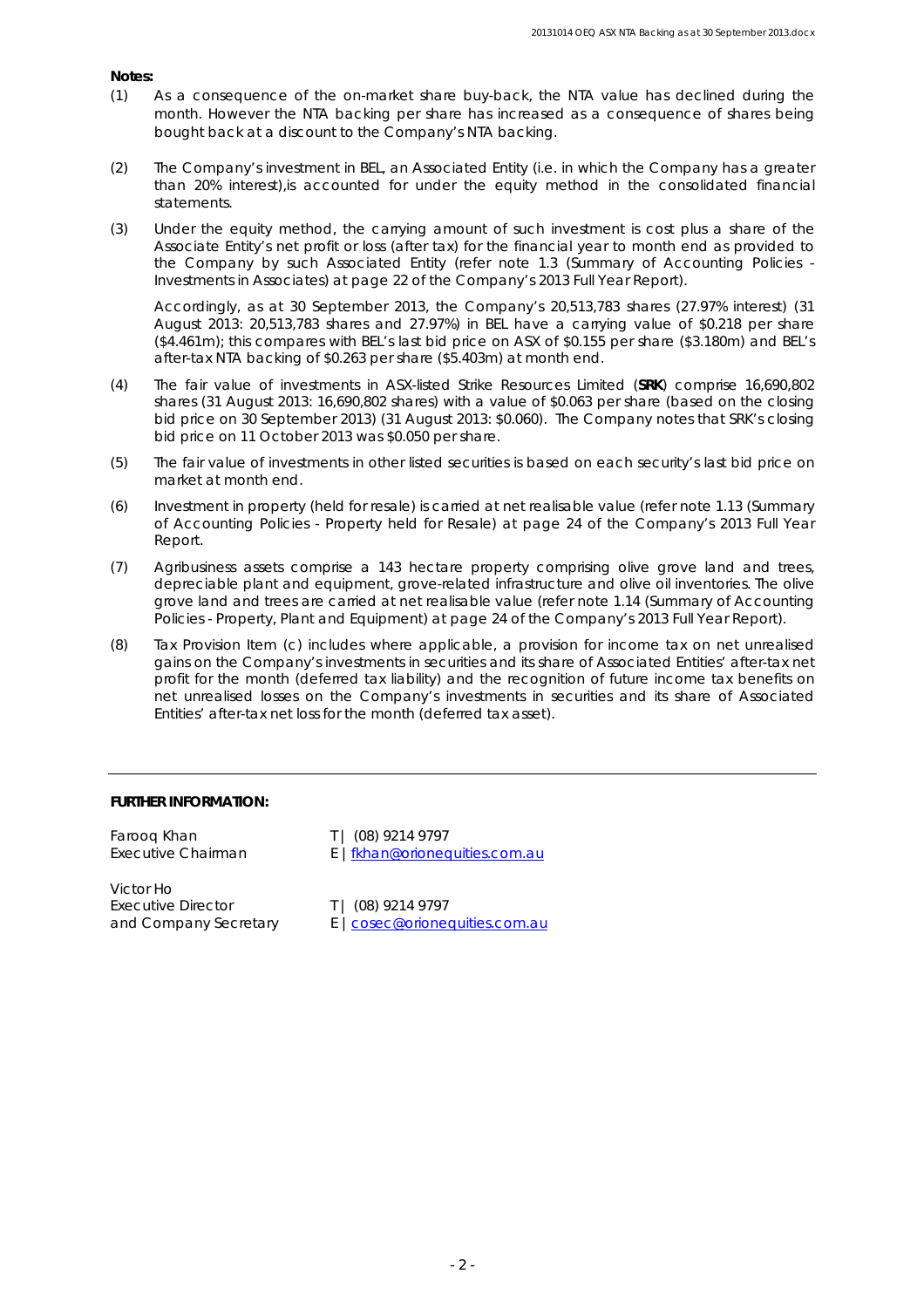**Notes:**

(1) As a consequence of the on-market share buy-back, the NTA value has declined during the month. However the NTA backing per share has increased as a consequence of shares being bought back at a discount to the Company's NTA backing.

(2) The Company's investment in BEL, an Associated Entity (i.e. in which the Company has a greater than 20% interest),is accounted for under the equity method in the consolidated financial statements.

(3) Under the equity method, the carrying amount of such investment is cost plus a share of the Associate Entity's net profit or loss (after tax) for the financial year to month end as provided to the Company by such Associated Entity (refer note 1.3 (Summary of Accounting Policies - Investments in Associates) at page 22 of the Company's 2013 Full Year Report).

Accordingly, as at 30 September 2013, the Company's 20,513,783 shares (27.97% interest) (31 August 2013: 20,513,783 shares and 27.97%) in BEL have a carrying value of $0.218 per share ($4.461m); this compares with BEL's last bid price on ASX of $0.155 per share ($3.180m) and BEL's after-tax NTA backing of $0.263 per share ($5.403m) at month end.

(4) The fair value of investments in ASX-listed Strike Resources Limited (**SRK**) comprise 16,690,802 shares (31 August 2013: 16,690,802 shares) with a value of $0.063 per share (based on the closing bid price on 30 September 2013) (31 August 2013: $0.060). The Company notes that SRK's closing bid price on 11 October 2013 was $0.050 per share.

(5) The fair value of investments in other listed securities is based on each security's last bid price on market at month end.

(6) Investment in property (held for resale) is carried at net realisable value (refer note 1.13 (Summary of Accounting Policies - Property held for Resale) at page 24 of the Company's 2013 Full Year Report.

(7) Agribusiness assets comprise a 143 hectare property comprising olive grove land and trees, depreciable plant and equipment, grove-related infrastructure and olive oil inventories. The olive grove land and trees are carried at net realisable value (refer note 1.14 (Summary of Accounting Policies - Property, Plant and Equipment) at page 24 of the Company's 2013 Full Year Report).

(8) Tax Provision Item (c) includes where applicable, a provision for income tax on net unrealised gains on the Company's investments in securities and its share of Associated Entities' after-tax net profit for the month (deferred tax liability) and the recognition of future income tax benefits on net unrealised losses on the Company's investments in securities and its share of Associated Entities' after-tax net loss for the month (deferred tax asset).

---

**FURTHER INFORMATION:**

| | |
|---|---|
| Farooq Khan<br>Executive Chairman | T \| (08) 9214 9797<br>E \| fkhan@orionequities.com.au |
| Victor Ho<br>Executive Director<br>and Company Secretary | T \| (08) 9214 9797<br>E \| cosec@orionequities.com.au |